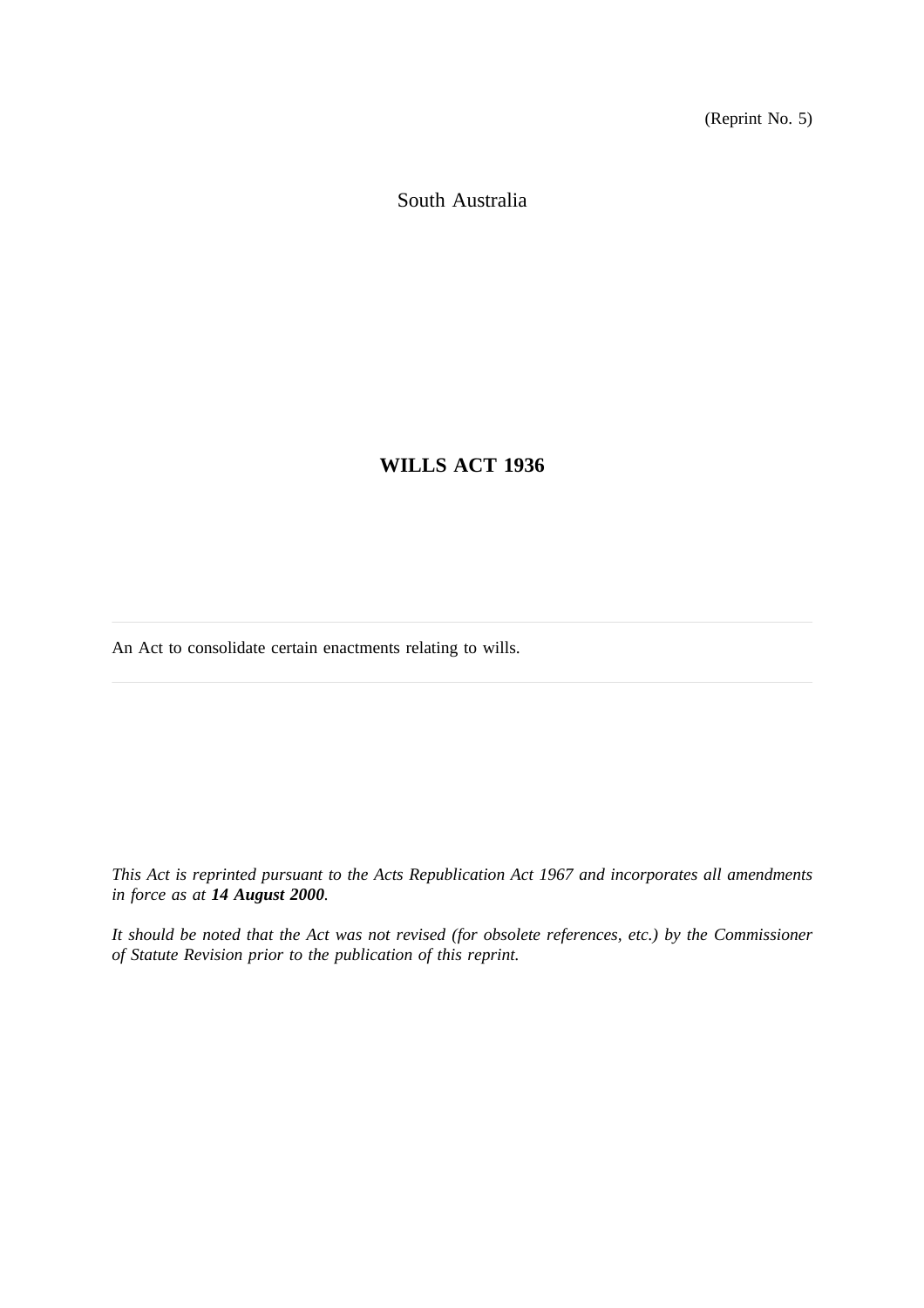(Reprint No. 5)

South Australia

# WILLS ACT 1936

---

An Act to consolidate certain enactments relating to wills.

---

*This Act is reprinted pursuant to the Acts Republication Act 1967 and incorporates all amendments in force as at **14 August 2000**.*

*It should be noted that the Act was not revised (for obsolete references, etc.) by the Commissioner of Statute Revision prior to the publication of this reprint.*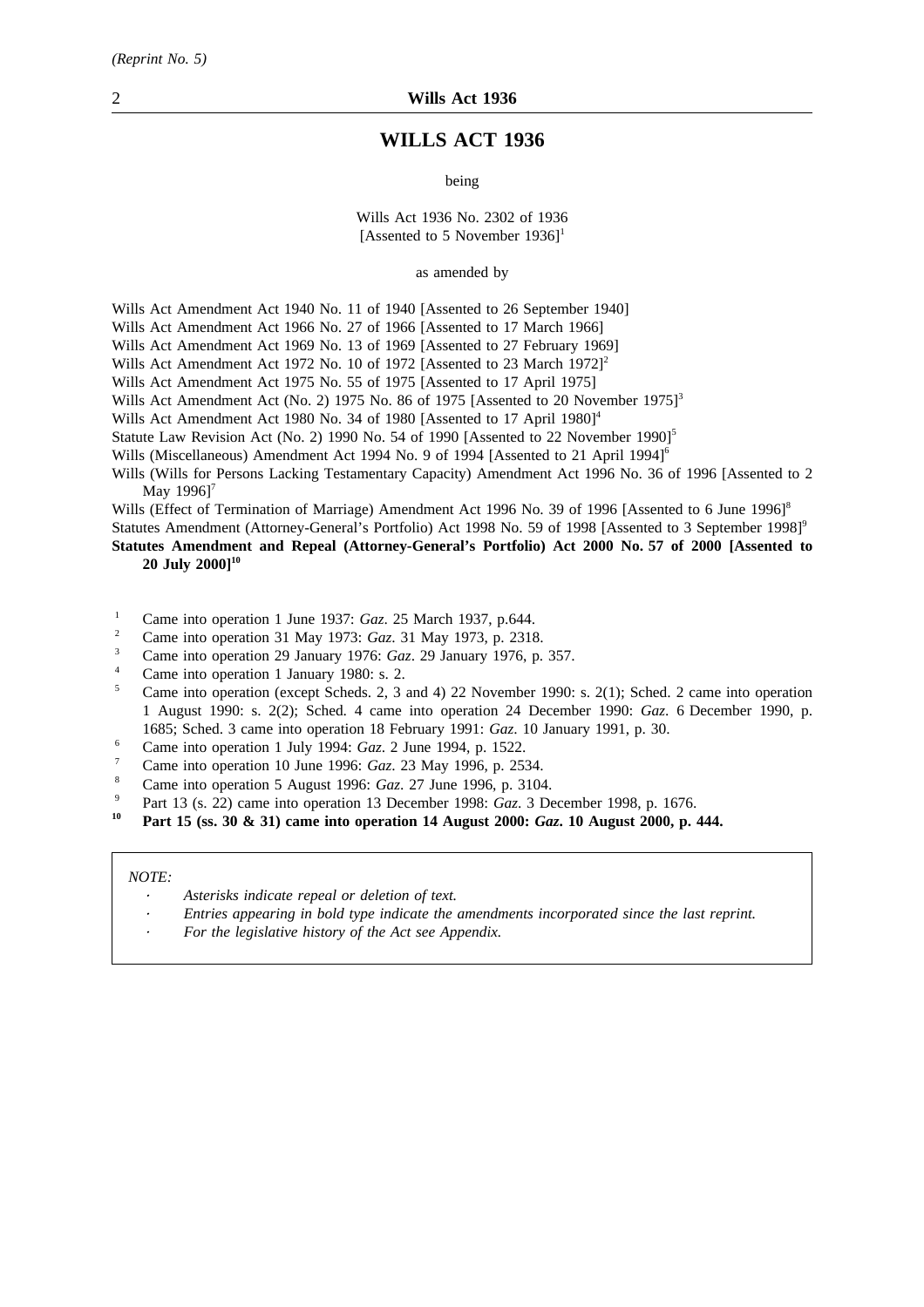# WILLS ACT 1936

being

Wills Act 1936 No. 2302 of 1936
[Assented to 5 November 1936][1]

as amended by

Wills Act Amendment Act 1940 No. 11 of 1940 [Assented to 26 September 1940]
Wills Act Amendment Act 1966 No. 27 of 1966 [Assented to 17 March 1966]
Wills Act Amendment Act 1969 No. 13 of 1969 [Assented to 27 February 1969]
Wills Act Amendment Act 1972 No. 10 of 1972 [Assented to 23 March 1972][2]
Wills Act Amendment Act 1975 No. 55 of 1975 [Assented to 17 April 1975]
Wills Act Amendment Act (No. 2) 1975 No. 86 of 1975 [Assented to 20 November 1975][3]
Wills Act Amendment Act 1980 No. 34 of 1980 [Assented to 17 April 1980][4]
Statute Law Revision Act (No. 2) 1990 No. 54 of 1990 [Assented to 22 November 1990][5]
Wills (Miscellaneous) Amendment Act 1994 No. 9 of 1994 [Assented to 21 April 1994][6]
Wills (Wills for Persons Lacking Testamentary Capacity) Amendment Act 1996 No. 36 of 1996 [Assented to 2 May 1996][7]
Wills (Effect of Termination of Marriage) Amendment Act 1996 No. 39 of 1996 [Assented to 6 June 1996][8]
Statutes Amendment (Attorney-General's Portfolio) Act 1998 No. 59 of 1998 [Assented to 3 September 1998][9]
**Statutes Amendment and Repeal (Attorney-General's Portfolio) Act 2000 No. 57 of 2000 [Assented to 20 July 2000][10]**

[1] Came into operation 1 June 1937: *Gaz*. 25 March 1937, p.644.
[2] Came into operation 31 May 1973: *Gaz*. 31 May 1973, p. 2318.
[3] Came into operation 29 January 1976: *Gaz*. 29 January 1976, p. 357.
[4] Came into operation 1 January 1980: s. 2.
[5] Came into operation (except Scheds. 2, 3 and 4) 22 November 1990: s. 2(1); Sched. 2 came into operation 1 August 1990: s. 2(2); Sched. 4 came into operation 24 December 1990: *Gaz*. 6 December 1990, p. 1685; Sched. 3 came into operation 18 February 1991: *Gaz*. 10 January 1991, p. 30.
[6] Came into operation 1 July 1994: *Gaz*. 2 June 1994, p. 1522.
[7] Came into operation 10 June 1996: *Gaz*. 23 May 1996, p. 2534.
[8] Came into operation 5 August 1996: *Gaz*. 27 June 1996, p. 3104.
[9] Part 13 (s. 22) came into operation 13 December 1998: *Gaz*. 3 December 1998, p. 1676.
**[10] Part 15 (ss. 30 & 31) came into operation 14 August 2000: *Gaz*. 10 August 2000, p. 444.**

*NOTE:*

- *Asterisks indicate repeal or deletion of text.*
- *Entries appearing in bold type indicate the amendments incorporated since the last reprint.*
- *For the legislative history of the Act see Appendix.*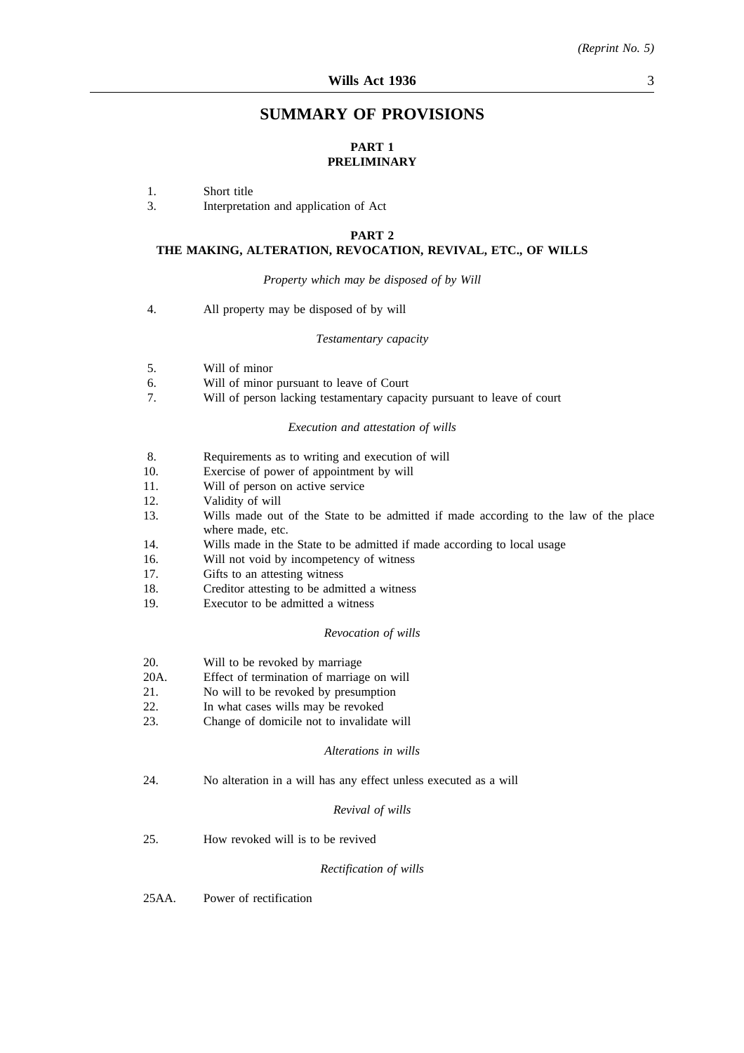## SUMMARY OF PROVISIONS

### PART 1
### PRELIMINARY

1. Short title
3. Interpretation and application of Act

### PART 2
### THE MAKING, ALTERATION, REVOCATION, REVIVAL, ETC., OF WILLS

*Property which may be disposed of by Will*

4. All property may be disposed of by will

*Testamentary capacity*

5. Will of minor
6. Will of minor pursuant to leave of Court
7. Will of person lacking testamentary capacity pursuant to leave of court

*Execution and attestation of wills*

8. Requirements as to writing and execution of will
10. Exercise of power of appointment by will
11. Will of person on active service
12. Validity of will
13. Wills made out of the State to be admitted if made according to the law of the place where made, etc.
14. Wills made in the State to be admitted if made according to local usage
16. Will not void by incompetency of witness
17. Gifts to an attesting witness
18. Creditor attesting to be admitted a witness
19. Executor to be admitted a witness

*Revocation of wills*

20. Will to be revoked by marriage
20A. Effect of termination of marriage on will
21. No will to be revoked by presumption
22. In what cases wills may be revoked
23. Change of domicile not to invalidate will

*Alterations in wills*

24. No alteration in a will has any effect unless executed as a will

*Revival of wills*

25. How revoked will is to be revived

*Rectification of wills*

25AA. Power of rectification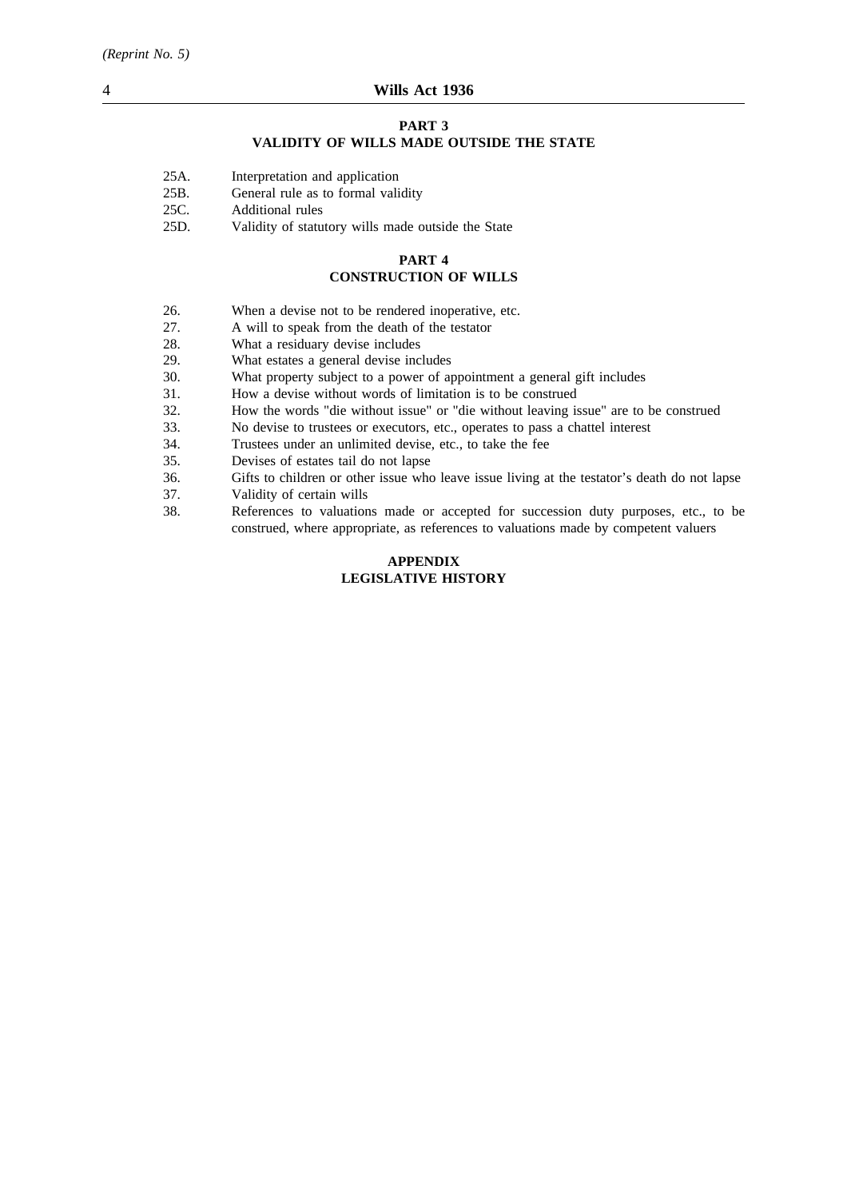## PART 3
## VALIDITY OF WILLS MADE OUTSIDE THE STATE

25A. Interpretation and application
25B. General rule as to formal validity
25C. Additional rules
25D. Validity of statutory wills made outside the State

## PART 4
## CONSTRUCTION OF WILLS

26. When a devise not to be rendered inoperative, etc.
27. A will to speak from the death of the testator
28. What a residuary devise includes
29. What estates a general devise includes
30. What property subject to a power of appointment a general gift includes
31. How a devise without words of limitation is to be construed
32. How the words "die without issue" or "die without leaving issue" are to be construed
33. No devise to trustees or executors, etc., operates to pass a chattel interest
34. Trustees under an unlimited devise, etc., to take the fee
35. Devises of estates tail do not lapse
36. Gifts to children or other issue who leave issue living at the testator's death do not lapse
37. Validity of certain wills
38. References to valuations made or accepted for succession duty purposes, etc., to be construed, where appropriate, as references to valuations made by competent valuers

## APPENDIX
## LEGISLATIVE HISTORY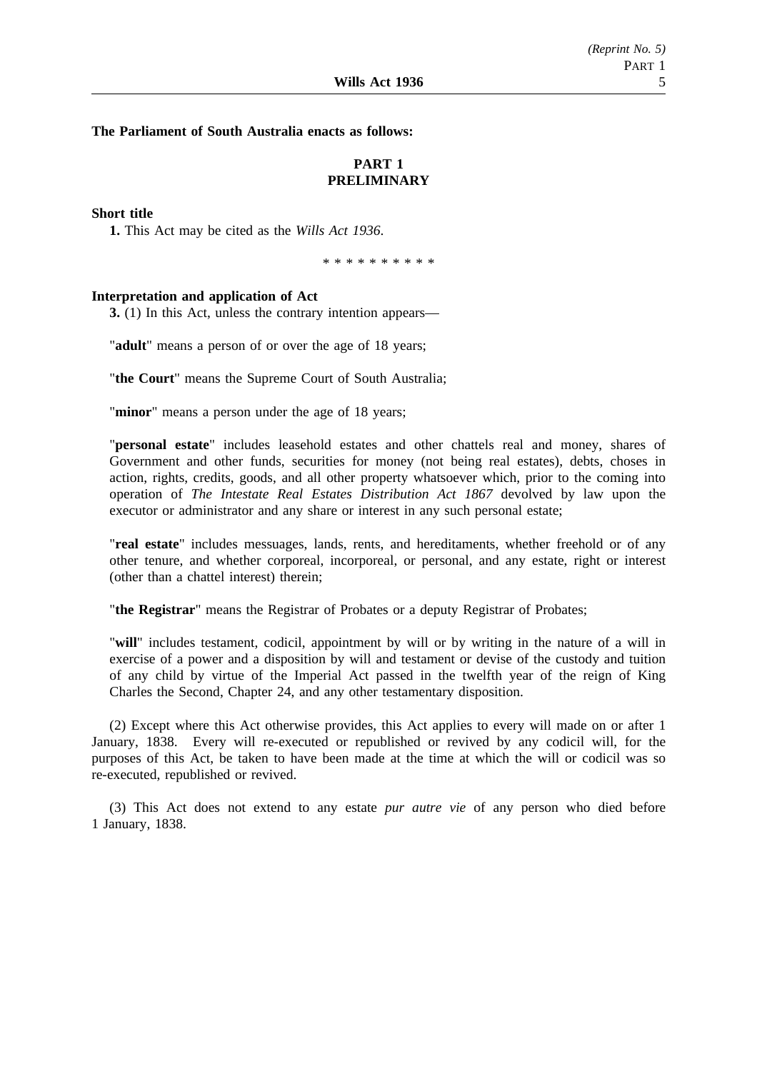**The Parliament of South Australia enacts as follows:**

## PART 1
## PRELIMINARY

**Short title**

**1.** This Act may be cited as the *Wills Act 1936*.

\* \* \* \* \* \* \* \* \* \*

**Interpretation and application of Act**

**3.** (1) In this Act, unless the contrary intention appears—

"**adult**" means a person of or over the age of 18 years;

"**the Court**" means the Supreme Court of South Australia;

"**minor**" means a person under the age of 18 years;

"**personal estate**" includes leasehold estates and other chattels real and money, shares of Government and other funds, securities for money (not being real estates), debts, choses in action, rights, credits, goods, and all other property whatsoever which, prior to the coming into operation of *The Intestate Real Estates Distribution Act 1867* devolved by law upon the executor or administrator and any share or interest in any such personal estate;

"**real estate**" includes messuages, lands, rents, and hereditaments, whether freehold or of any other tenure, and whether corporeal, incorporeal, or personal, and any estate, right or interest (other than a chattel interest) therein;

"**the Registrar**" means the Registrar of Probates or a deputy Registrar of Probates;

"**will**" includes testament, codicil, appointment by will or by writing in the nature of a will in exercise of a power and a disposition by will and testament or devise of the custody and tuition of any child by virtue of the Imperial Act passed in the twelfth year of the reign of King Charles the Second, Chapter 24, and any other testamentary disposition.

(2) Except where this Act otherwise provides, this Act applies to every will made on or after 1 January, 1838. Every will re-executed or republished or revived by any codicil will, for the purposes of this Act, be taken to have been made at the time at which the will or codicil was so re-executed, republished or revived.

(3) This Act does not extend to any estate *pur autre vie* of any person who died before 1 January, 1838.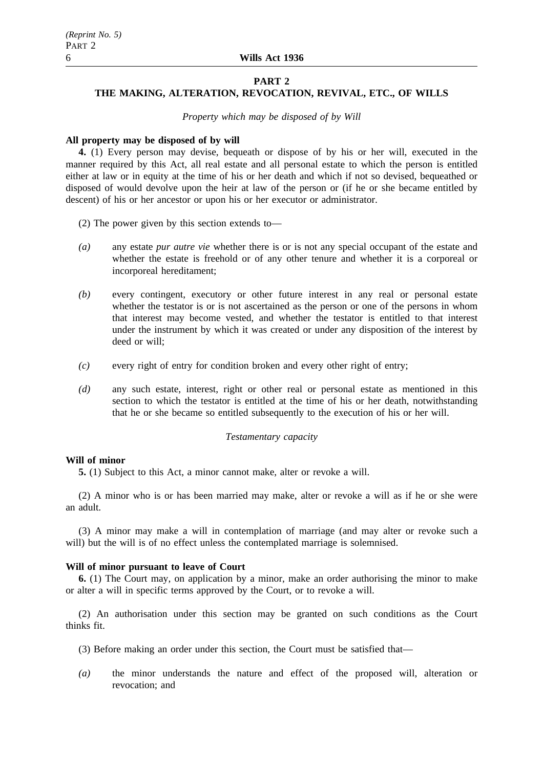## PART 2
## THE MAKING, ALTERATION, REVOCATION, REVIVAL, ETC., OF WILLS

*Property which may be disposed of by Will*

**All property may be disposed of by will**

**4.** (1) Every person may devise, bequeath or dispose of by his or her will, executed in the manner required by this Act, all real estate and all personal estate to which the person is entitled either at law or in equity at the time of his or her death and which if not so devised, bequeathed or disposed of would devolve upon the heir at law of the person or (if he or she became entitled by descent) of his or her ancestor or upon his or her executor or administrator.

(2) The power given by this section extends to—

*(a)* any estate *pur autre vie* whether there is or is not any special occupant of the estate and whether the estate is freehold or of any other tenure and whether it is a corporeal or incorporeal hereditament;

*(b)* every contingent, executory or other future interest in any real or personal estate whether the testator is or is not ascertained as the person or one of the persons in whom that interest may become vested, and whether the testator is entitled to that interest under the instrument by which it was created or under any disposition of the interest by deed or will;

*(c)* every right of entry for condition broken and every other right of entry;

*(d)* any such estate, interest, right or other real or personal estate as mentioned in this section to which the testator is entitled at the time of his or her death, notwithstanding that he or she became so entitled subsequently to the execution of his or her will.

*Testamentary capacity*

**Will of minor**

**5.** (1) Subject to this Act, a minor cannot make, alter or revoke a will.

(2) A minor who is or has been married may make, alter or revoke a will as if he or she were an adult.

(3) A minor may make a will in contemplation of marriage (and may alter or revoke such a will) but the will is of no effect unless the contemplated marriage is solemnised.

**Will of minor pursuant to leave of Court**

**6.** (1) The Court may, on application by a minor, make an order authorising the minor to make or alter a will in specific terms approved by the Court, or to revoke a will.

(2) An authorisation under this section may be granted on such conditions as the Court thinks fit.

(3) Before making an order under this section, the Court must be satisfied that—

*(a)* the minor understands the nature and effect of the proposed will, alteration or revocation; and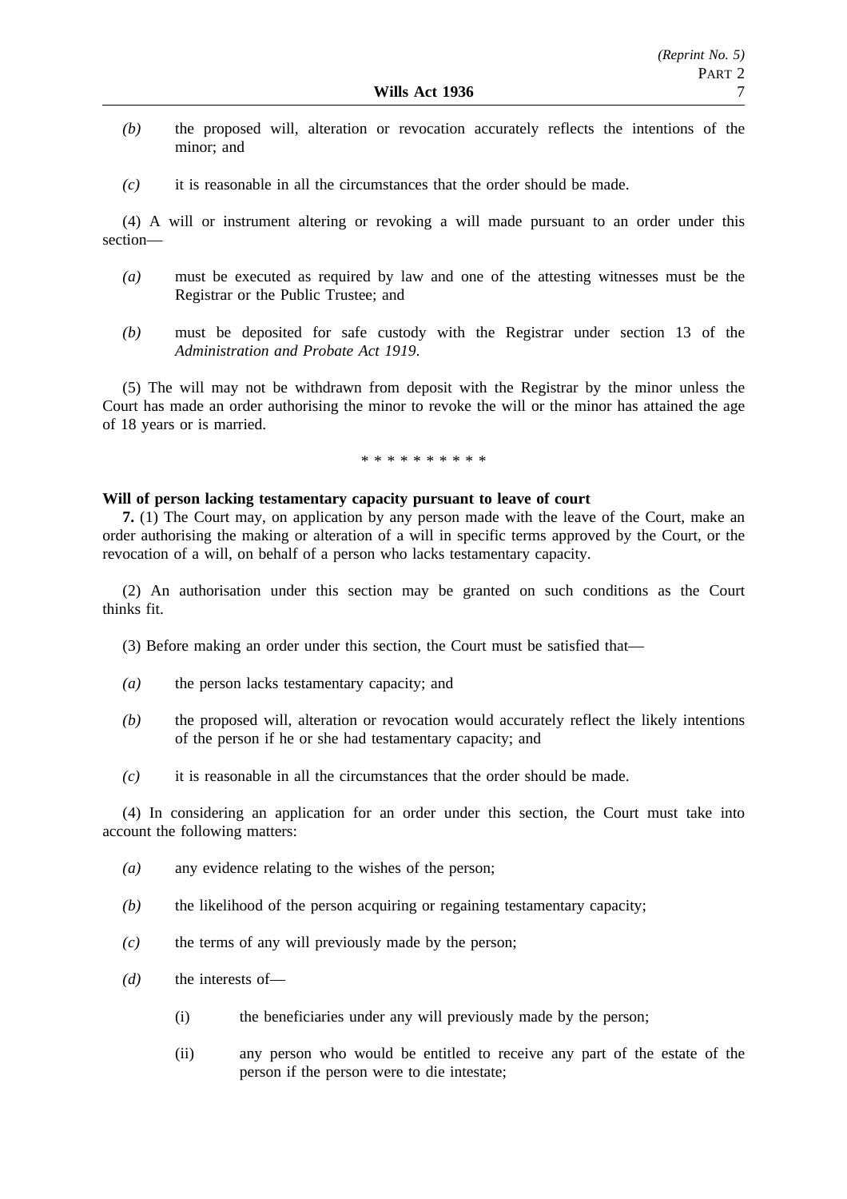*(b)* the proposed will, alteration or revocation accurately reflects the intentions of the minor; and

*(c)* it is reasonable in all the circumstances that the order should be made.

(4) A will or instrument altering or revoking a will made pursuant to an order under this section—

*(a)* must be executed as required by law and one of the attesting witnesses must be the Registrar or the Public Trustee; and

*(b)* must be deposited for safe custody with the Registrar under section 13 of the *Administration and Probate Act 1919*.

(5) The will may not be withdrawn from deposit with the Registrar by the minor unless the Court has made an order authorising the minor to revoke the will or the minor has attained the age of 18 years or is married.

\* \* \* \* \* \* \* \* \* \*

**Will of person lacking testamentary capacity pursuant to leave of court**

**7.** (1) The Court may, on application by any person made with the leave of the Court, make an order authorising the making or alteration of a will in specific terms approved by the Court, or the revocation of a will, on behalf of a person who lacks testamentary capacity.

(2) An authorisation under this section may be granted on such conditions as the Court thinks fit.

(3) Before making an order under this section, the Court must be satisfied that—

*(a)* the person lacks testamentary capacity; and

*(b)* the proposed will, alteration or revocation would accurately reflect the likely intentions of the person if he or she had testamentary capacity; and

*(c)* it is reasonable in all the circumstances that the order should be made.

(4) In considering an application for an order under this section, the Court must take into account the following matters:

*(a)* any evidence relating to the wishes of the person;

*(b)* the likelihood of the person acquiring or regaining testamentary capacity;

*(c)* the terms of any will previously made by the person;

*(d)* the interests of—

(i) the beneficiaries under any will previously made by the person;

(ii) any person who would be entitled to receive any part of the estate of the person if the person were to die intestate;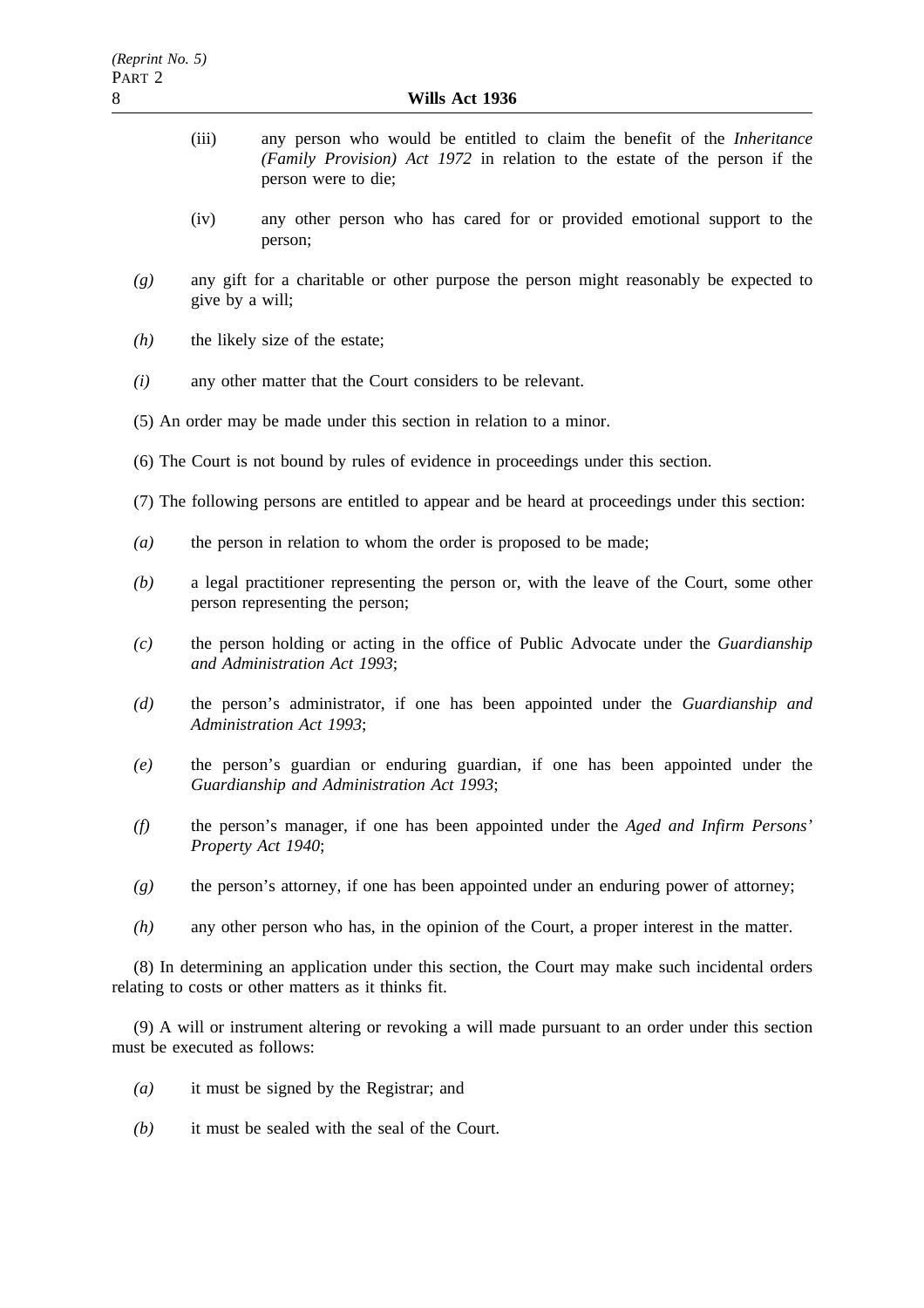(iii) any person who would be entitled to claim the benefit of the *Inheritance (Family Provision) Act 1972* in relation to the estate of the person if the person were to die;

(iv) any other person who has cared for or provided emotional support to the person;

*(g)* any gift for a charitable or other purpose the person might reasonably be expected to give by a will;

*(h)* the likely size of the estate;

*(i)* any other matter that the Court considers to be relevant.

(5) An order may be made under this section in relation to a minor.

(6) The Court is not bound by rules of evidence in proceedings under this section.

(7) The following persons are entitled to appear and be heard at proceedings under this section:

*(a)* the person in relation to whom the order is proposed to be made;

*(b)* a legal practitioner representing the person or, with the leave of the Court, some other person representing the person;

*(c)* the person holding or acting in the office of Public Advocate under the *Guardianship and Administration Act 1993*;

*(d)* the person's administrator, if one has been appointed under the *Guardianship and Administration Act 1993*;

*(e)* the person's guardian or enduring guardian, if one has been appointed under the *Guardianship and Administration Act 1993*;

*(f)* the person's manager, if one has been appointed under the *Aged and Infirm Persons' Property Act 1940*;

*(g)* the person's attorney, if one has been appointed under an enduring power of attorney;

*(h)* any other person who has, in the opinion of the Court, a proper interest in the matter.

(8) In determining an application under this section, the Court may make such incidental orders relating to costs or other matters as it thinks fit.

(9) A will or instrument altering or revoking a will made pursuant to an order under this section must be executed as follows:

*(a)* it must be signed by the Registrar; and

*(b)* it must be sealed with the seal of the Court.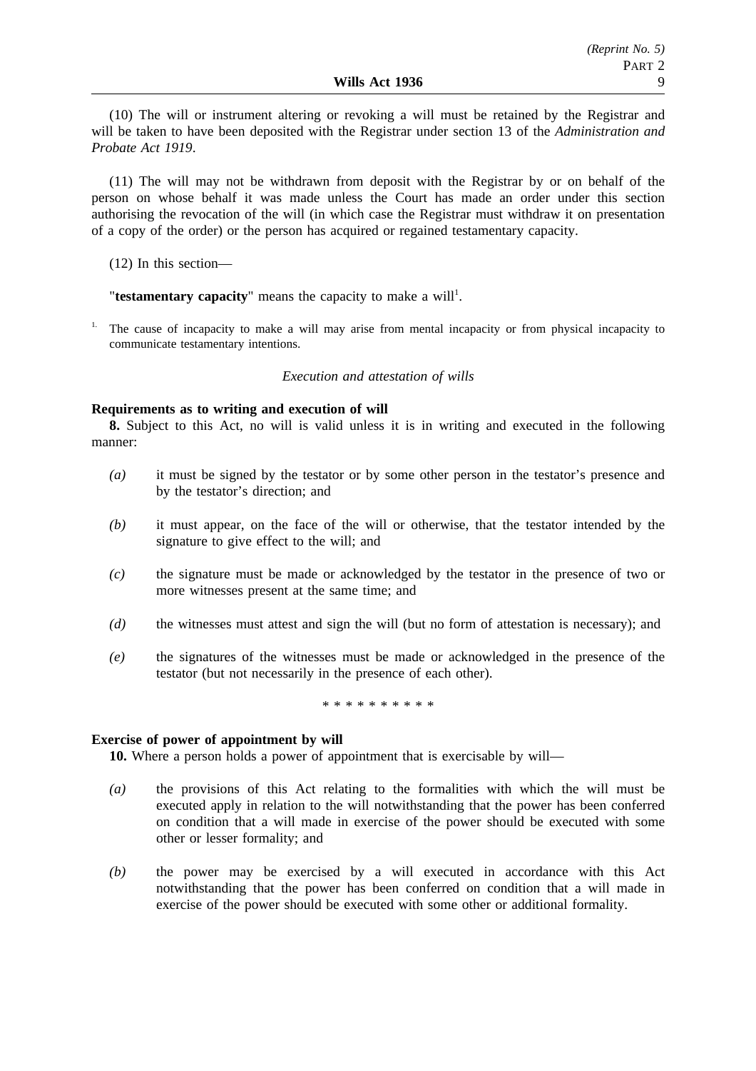(10) The will or instrument altering or revoking a will must be retained by the Registrar and will be taken to have been deposited with the Registrar under section 13 of the *Administration and Probate Act 1919*.

(11) The will may not be withdrawn from deposit with the Registrar by or on behalf of the person on whose behalf it was made unless the Court has made an order under this section authorising the revocation of the will (in which case the Registrar must withdraw it on presentation of a copy of the order) or the person has acquired or regained testamentary capacity.

(12) In this section—

"**testamentary capacity**" means the capacity to make a will[1].

[1] The cause of incapacity to make a will may arise from mental incapacity or from physical incapacity to communicate testamentary intentions.

*Execution and attestation of wills*

**Requirements as to writing and execution of will**

**8.** Subject to this Act, no will is valid unless it is in writing and executed in the following manner:

*(a)* it must be signed by the testator or by some other person in the testator's presence and by the testator's direction; and

*(b)* it must appear, on the face of the will or otherwise, that the testator intended by the signature to give effect to the will; and

*(c)* the signature must be made or acknowledged by the testator in the presence of two or more witnesses present at the same time; and

*(d)* the witnesses must attest and sign the will (but no form of attestation is necessary); and

*(e)* the signatures of the witnesses must be made or acknowledged in the presence of the testator (but not necessarily in the presence of each other).

\* \* \* \* \* \* \* \* \* \*

**Exercise of power of appointment by will**

**10.** Where a person holds a power of appointment that is exercisable by will—

*(a)* the provisions of this Act relating to the formalities with which the will must be executed apply in relation to the will notwithstanding that the power has been conferred on condition that a will made in exercise of the power should be executed with some other or lesser formality; and

*(b)* the power may be exercised by a will executed in accordance with this Act notwithstanding that the power has been conferred on condition that a will made in exercise of the power should be executed with some other or additional formality.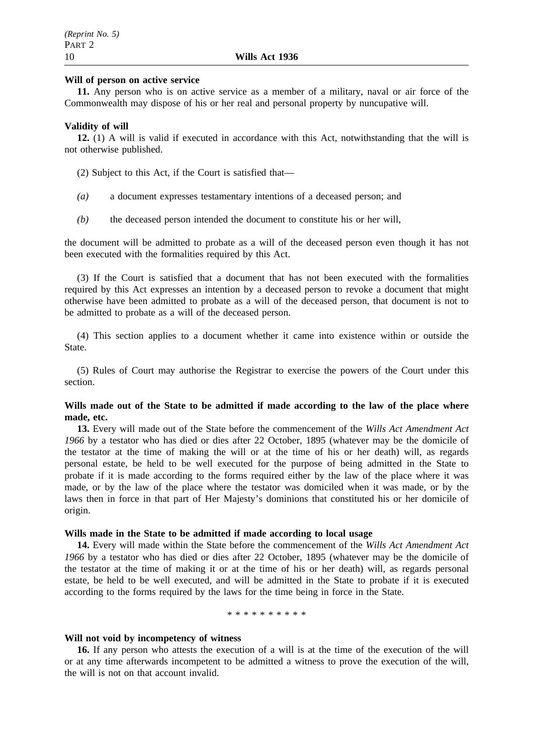**Will of person on active service**

**11.** Any person who is on active service as a member of a military, naval or air force of the Commonwealth may dispose of his or her real and personal property by nuncupative will.

**Validity of will**

**12.** (1) A will is valid if executed in accordance with this Act, notwithstanding that the will is not otherwise published.

(2) Subject to this Act, if the Court is satisfied that—

*(a)* a document expresses testamentary intentions of a deceased person; and

*(b)* the deceased person intended the document to constitute his or her will,

the document will be admitted to probate as a will of the deceased person even though it has not been executed with the formalities required by this Act.

(3) If the Court is satisfied that a document that has not been executed with the formalities required by this Act expresses an intention by a deceased person to revoke a document that might otherwise have been admitted to probate as a will of the deceased person, that document is not to be admitted to probate as a will of the deceased person.

(4) This section applies to a document whether it came into existence within or outside the State.

(5) Rules of Court may authorise the Registrar to exercise the powers of the Court under this section.

**Wills made out of the State to be admitted if made according to the law of the place where made, etc.**

**13.** Every will made out of the State before the commencement of the *Wills Act Amendment Act 1966* by a testator who has died or dies after 22 October, 1895 (whatever may be the domicile of the testator at the time of making the will or at the time of his or her death) will, as regards personal estate, be held to be well executed for the purpose of being admitted in the State to probate if it is made according to the forms required either by the law of the place where it was made, or by the law of the place where the testator was domiciled when it was made, or by the laws then in force in that part of Her Majesty's dominions that constituted his or her domicile of origin.

**Wills made in the State to be admitted if made according to local usage**

**14.** Every will made within the State before the commencement of the *Wills Act Amendment Act 1966* by a testator who has died or dies after 22 October, 1895 (whatever may be the domicile of the testator at the time of making it or at the time of his or her death) will, as regards personal estate, be held to be well executed, and will be admitted in the State to probate if it is executed according to the forms required by the laws for the time being in force in the State.

\* \* \* \* \* \* \* \* \* \*

**Will not void by incompetency of witness**

**16.** If any person who attests the execution of a will is at the time of the execution of the will or at any time afterwards incompetent to be admitted a witness to prove the execution of the will, the will is not on that account invalid.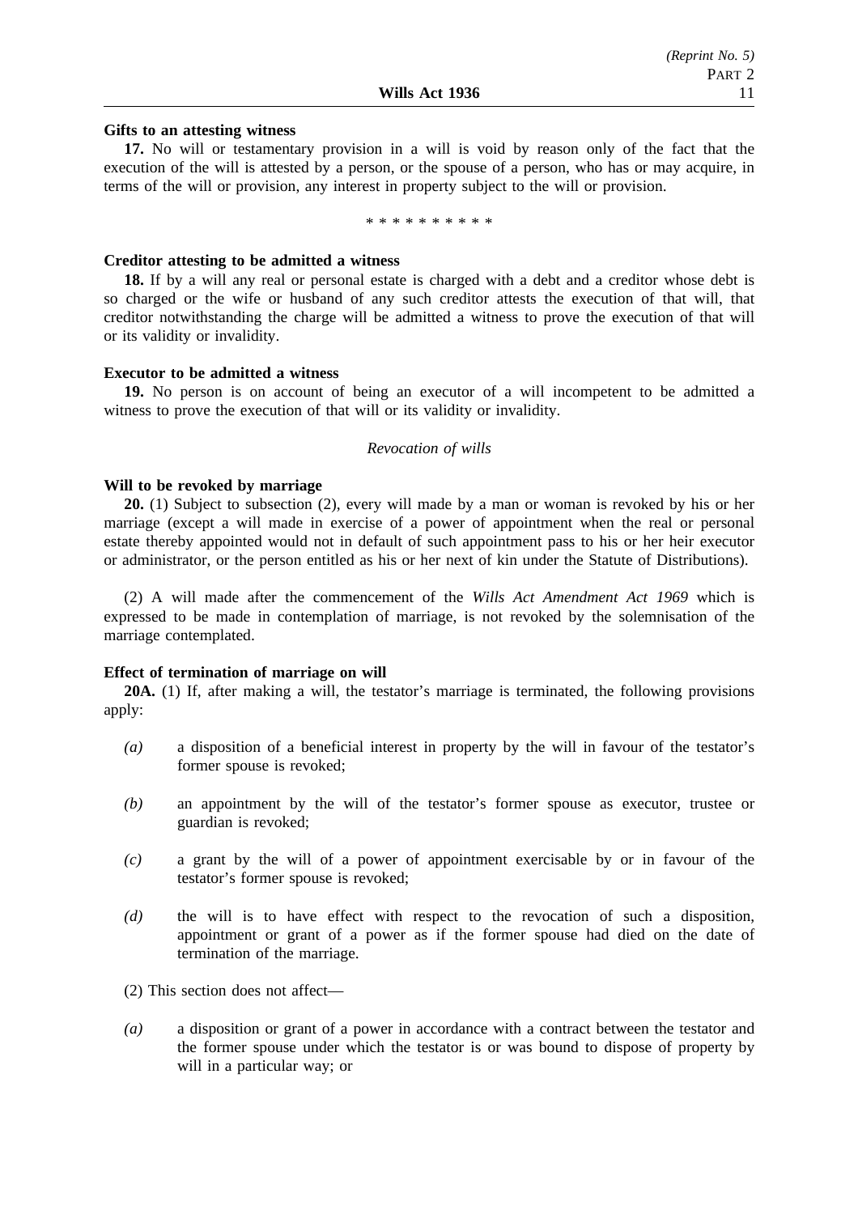**Gifts to an attesting witness**

**17.** No will or testamentary provision in a will is void by reason only of the fact that the execution of the will is attested by a person, or the spouse of a person, who has or may acquire, in terms of the will or provision, any interest in property subject to the will or provision.

\* \* \* \* \* \* \* \* \* \*

**Creditor attesting to be admitted a witness**

**18.** If by a will any real or personal estate is charged with a debt and a creditor whose debt is so charged or the wife or husband of any such creditor attests the execution of that will, that creditor notwithstanding the charge will be admitted a witness to prove the execution of that will or its validity or invalidity.

**Executor to be admitted a witness**

**19.** No person is on account of being an executor of a will incompetent to be admitted a witness to prove the execution of that will or its validity or invalidity.

*Revocation of wills*

**Will to be revoked by marriage**

**20.** (1) Subject to subsection (2), every will made by a man or woman is revoked by his or her marriage (except a will made in exercise of a power of appointment when the real or personal estate thereby appointed would not in default of such appointment pass to his or her heir executor or administrator, or the person entitled as his or her next of kin under the Statute of Distributions).

(2) A will made after the commencement of the *Wills Act Amendment Act 1969* which is expressed to be made in contemplation of marriage, is not revoked by the solemnisation of the marriage contemplated.

**Effect of termination of marriage on will**

**20A.** (1) If, after making a will, the testator's marriage is terminated, the following provisions apply:

*(a)* a disposition of a beneficial interest in property by the will in favour of the testator's former spouse is revoked;

*(b)* an appointment by the will of the testator's former spouse as executor, trustee or guardian is revoked;

*(c)* a grant by the will of a power of appointment exercisable by or in favour of the testator's former spouse is revoked;

*(d)* the will is to have effect with respect to the revocation of such a disposition, appointment or grant of a power as if the former spouse had died on the date of termination of the marriage.

(2) This section does not affect—

*(a)* a disposition or grant of a power in accordance with a contract between the testator and the former spouse under which the testator is or was bound to dispose of property by will in a particular way; or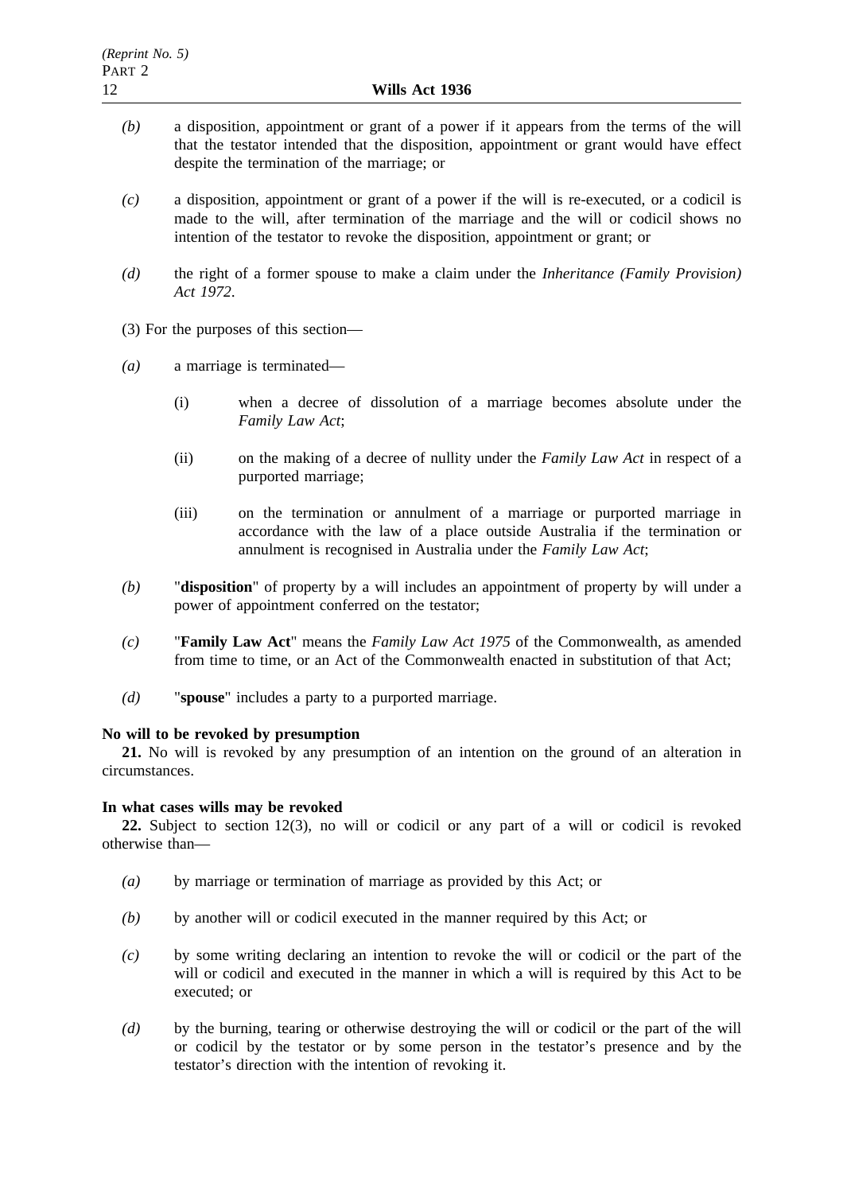*(b)* a disposition, appointment or grant of a power if it appears from the terms of the will that the testator intended that the disposition, appointment or grant would have effect despite the termination of the marriage; or

*(c)* a disposition, appointment or grant of a power if the will is re-executed, or a codicil is made to the will, after termination of the marriage and the will or codicil shows no intention of the testator to revoke the disposition, appointment or grant; or

*(d)* the right of a former spouse to make a claim under the *Inheritance (Family Provision) Act 1972*.

(3) For the purposes of this section—

*(a)* a marriage is terminated—

(i) when a decree of dissolution of a marriage becomes absolute under the *Family Law Act*;

(ii) on the making of a decree of nullity under the *Family Law Act* in respect of a purported marriage;

(iii) on the termination or annulment of a marriage or purported marriage in accordance with the law of a place outside Australia if the termination or annulment is recognised in Australia under the *Family Law Act*;

*(b)* "**disposition**" of property by a will includes an appointment of property by will under a power of appointment conferred on the testator;

*(c)* "**Family Law Act**" means the *Family Law Act 1975* of the Commonwealth, as amended from time to time, or an Act of the Commonwealth enacted in substitution of that Act;

*(d)* "**spouse**" includes a party to a purported marriage.

**No will to be revoked by presumption**

**21.** No will is revoked by any presumption of an intention on the ground of an alteration in circumstances.

**In what cases wills may be revoked**

**22.** Subject to section 12(3), no will or codicil or any part of a will or codicil is revoked otherwise than—

*(a)* by marriage or termination of marriage as provided by this Act; or

*(b)* by another will or codicil executed in the manner required by this Act; or

*(c)* by some writing declaring an intention to revoke the will or codicil or the part of the will or codicil and executed in the manner in which a will is required by this Act to be executed; or

*(d)* by the burning, tearing or otherwise destroying the will or codicil or the part of the will or codicil by the testator or by some person in the testator's presence and by the testator's direction with the intention of revoking it.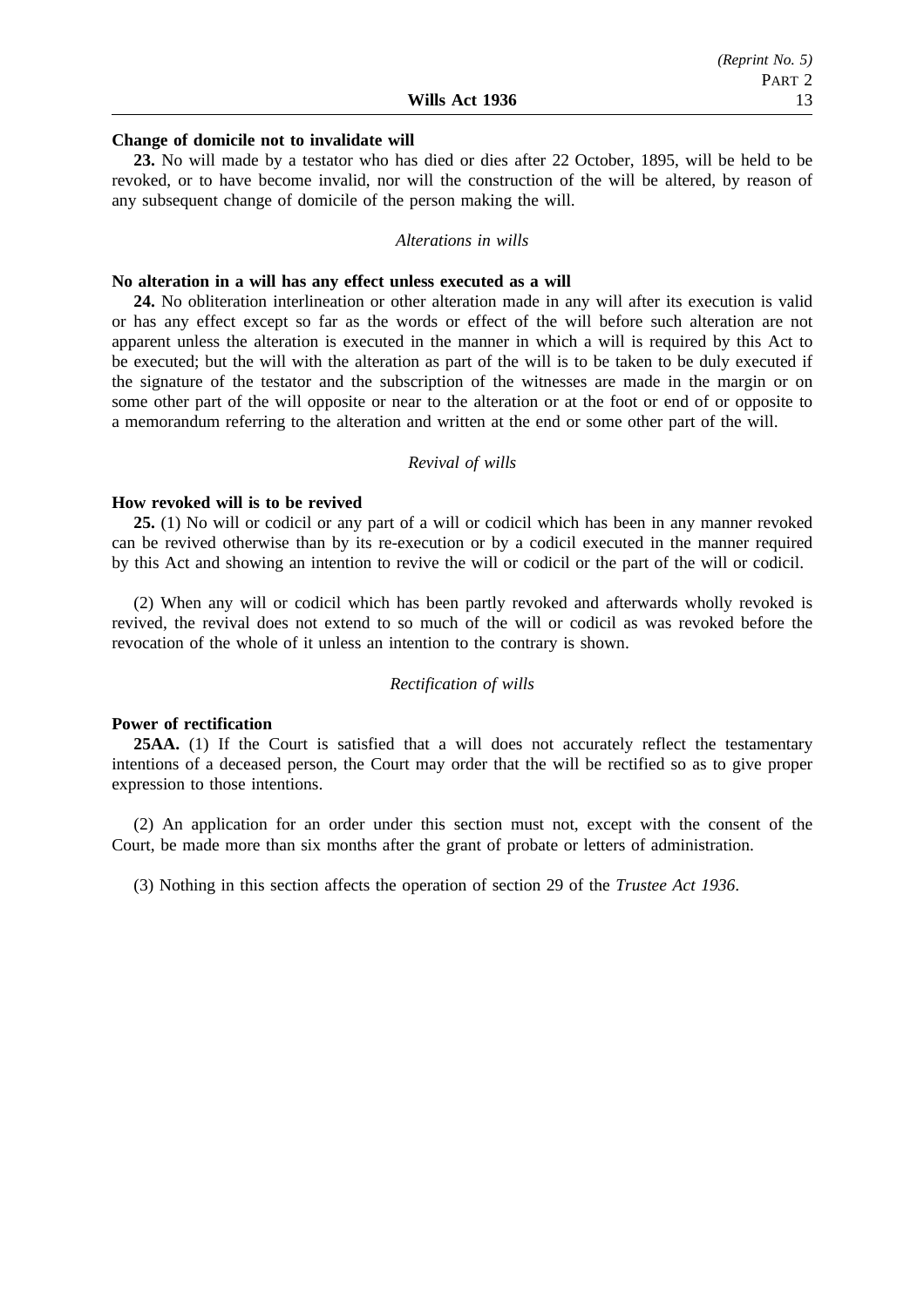**Change of domicile not to invalidate will**

**23.** No will made by a testator who has died or dies after 22 October, 1895, will be held to be revoked, or to have become invalid, nor will the construction of the will be altered, by reason of any subsequent change of domicile of the person making the will.

*Alterations in wills*

**No alteration in a will has any effect unless executed as a will**

**24.** No obliteration interlineation or other alteration made in any will after its execution is valid or has any effect except so far as the words or effect of the will before such alteration are not apparent unless the alteration is executed in the manner in which a will is required by this Act to be executed; but the will with the alteration as part of the will is to be taken to be duly executed if the signature of the testator and the subscription of the witnesses are made in the margin or on some other part of the will opposite or near to the alteration or at the foot or end of or opposite to a memorandum referring to the alteration and written at the end or some other part of the will.

*Revival of wills*

**How revoked will is to be revived**

**25.** (1) No will or codicil or any part of a will or codicil which has been in any manner revoked can be revived otherwise than by its re-execution or by a codicil executed in the manner required by this Act and showing an intention to revive the will or codicil or the part of the will or codicil.

(2) When any will or codicil which has been partly revoked and afterwards wholly revoked is revived, the revival does not extend to so much of the will or codicil as was revoked before the revocation of the whole of it unless an intention to the contrary is shown.

*Rectification of wills*

**Power of rectification**

**25AA.** (1) If the Court is satisfied that a will does not accurately reflect the testamentary intentions of a deceased person, the Court may order that the will be rectified so as to give proper expression to those intentions.

(2) An application for an order under this section must not, except with the consent of the Court, be made more than six months after the grant of probate or letters of administration.

(3) Nothing in this section affects the operation of section 29 of the *Trustee Act 1936*.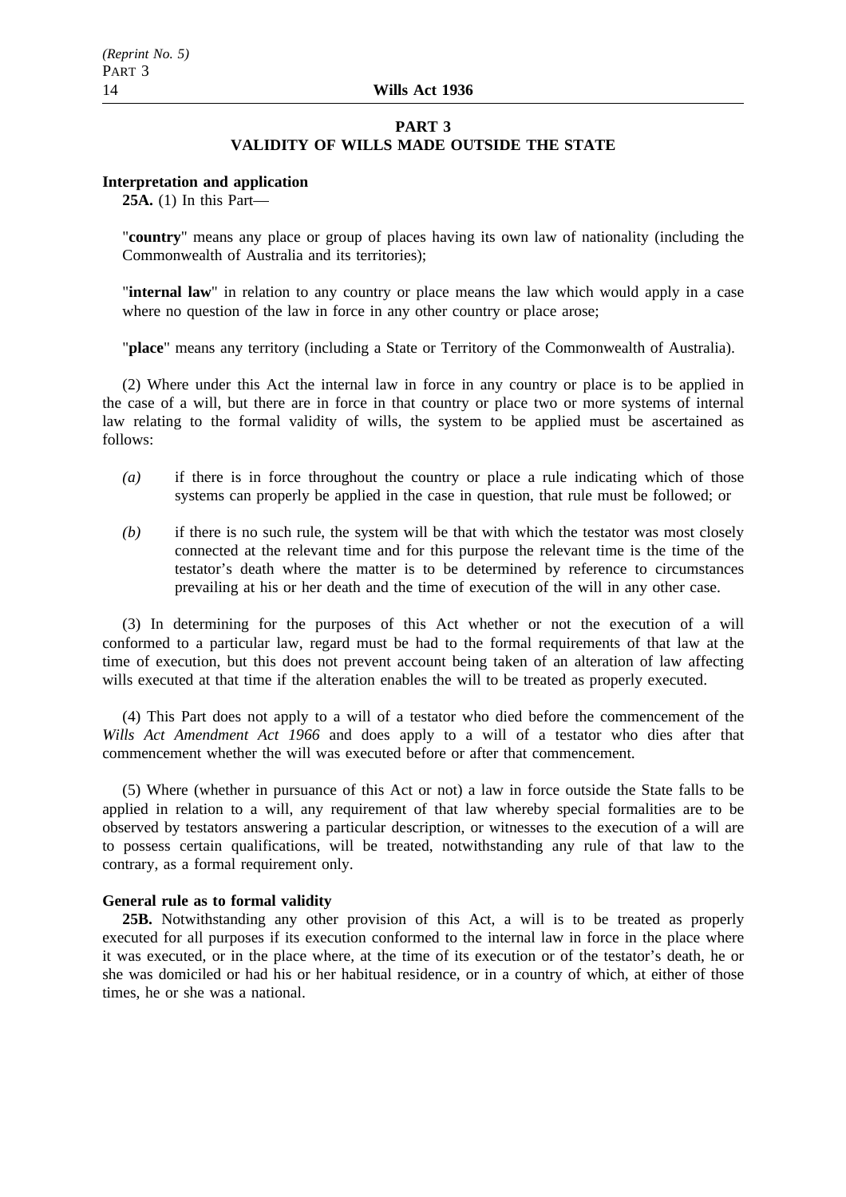## PART 3
## VALIDITY OF WILLS MADE OUTSIDE THE STATE

**Interpretation and application**

**25A.** (1) In this Part—

"**country**" means any place or group of places having its own law of nationality (including the Commonwealth of Australia and its territories);

"**internal law**" in relation to any country or place means the law which would apply in a case where no question of the law in force in any other country or place arose;

"**place**" means any territory (including a State or Territory of the Commonwealth of Australia).

(2) Where under this Act the internal law in force in any country or place is to be applied in the case of a will, but there are in force in that country or place two or more systems of internal law relating to the formal validity of wills, the system to be applied must be ascertained as follows:

- *(a)* if there is in force throughout the country or place a rule indicating which of those systems can properly be applied in the case in question, that rule must be followed; or
- *(b)* if there is no such rule, the system will be that with which the testator was most closely connected at the relevant time and for this purpose the relevant time is the time of the testator's death where the matter is to be determined by reference to circumstances prevailing at his or her death and the time of execution of the will in any other case.

(3) In determining for the purposes of this Act whether or not the execution of a will conformed to a particular law, regard must be had to the formal requirements of that law at the time of execution, but this does not prevent account being taken of an alteration of law affecting wills executed at that time if the alteration enables the will to be treated as properly executed.

(4) This Part does not apply to a will of a testator who died before the commencement of the *Wills Act Amendment Act 1966* and does apply to a will of a testator who dies after that commencement whether the will was executed before or after that commencement.

(5) Where (whether in pursuance of this Act or not) a law in force outside the State falls to be applied in relation to a will, any requirement of that law whereby special formalities are to be observed by testators answering a particular description, or witnesses to the execution of a will are to possess certain qualifications, will be treated, notwithstanding any rule of that law to the contrary, as a formal requirement only.

**General rule as to formal validity**

**25B.** Notwithstanding any other provision of this Act, a will is to be treated as properly executed for all purposes if its execution conformed to the internal law in force in the place where it was executed, or in the place where, at the time of its execution or of the testator's death, he or she was domiciled or had his or her habitual residence, or in a country of which, at either of those times, he or she was a national.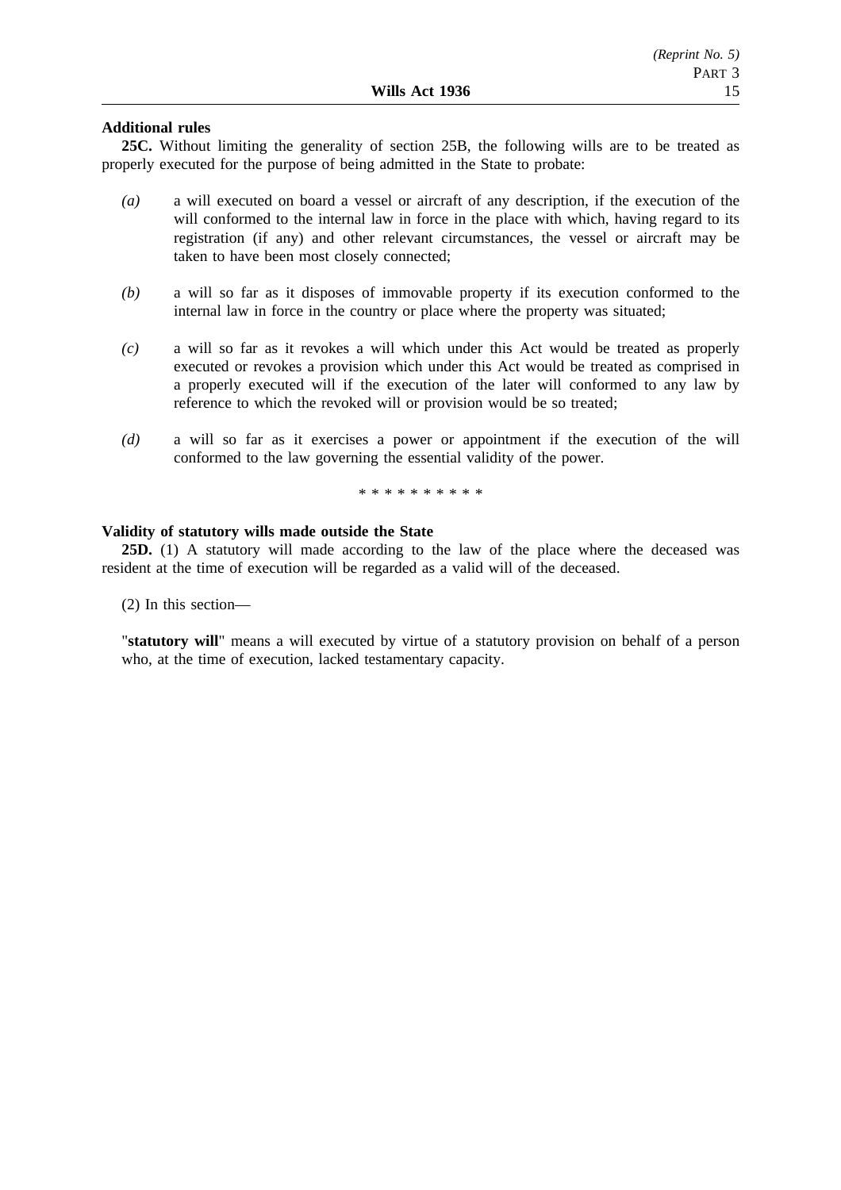**Additional rules**

**25C.** Without limiting the generality of section 25B, the following wills are to be treated as properly executed for the purpose of being admitted in the State to probate:

*(a)* a will executed on board a vessel or aircraft of any description, if the execution of the will conformed to the internal law in force in the place with which, having regard to its registration (if any) and other relevant circumstances, the vessel or aircraft may be taken to have been most closely connected;

*(b)* a will so far as it disposes of immovable property if its execution conformed to the internal law in force in the country or place where the property was situated;

*(c)* a will so far as it revokes a will which under this Act would be treated as properly executed or revokes a provision which under this Act would be treated as comprised in a properly executed will if the execution of the later will conformed to any law by reference to which the revoked will or provision would be so treated;

*(d)* a will so far as it exercises a power or appointment if the execution of the will conformed to the law governing the essential validity of the power.

\* \* \* \* \* \* \* \* \* \*

**Validity of statutory wills made outside the State**

**25D.** (1) A statutory will made according to the law of the place where the deceased was resident at the time of execution will be regarded as a valid will of the deceased.

(2) In this section—

"**statutory will**" means a will executed by virtue of a statutory provision on behalf of a person who, at the time of execution, lacked testamentary capacity.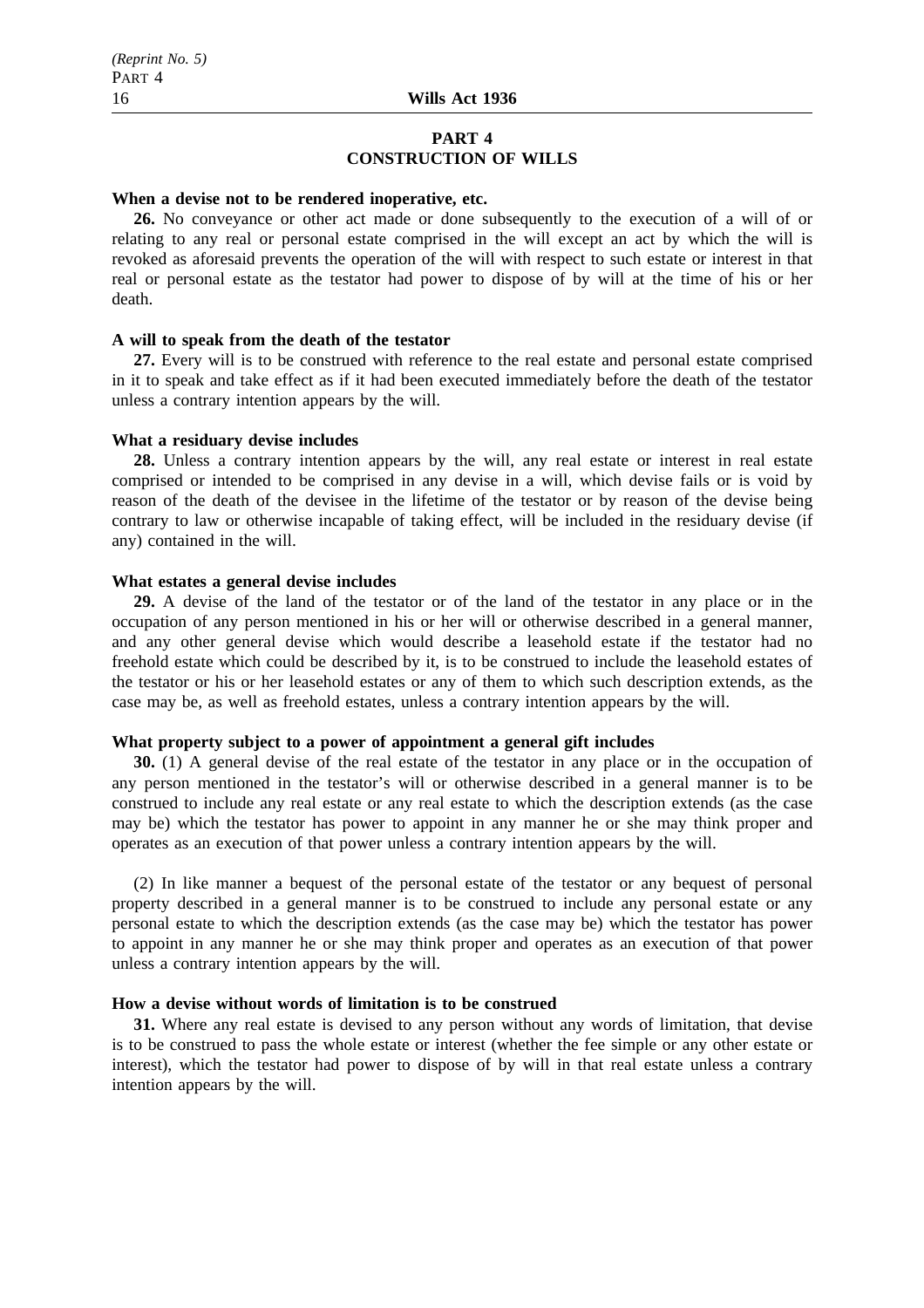# PART 4
## CONSTRUCTION OF WILLS

**When a devise not to be rendered inoperative, etc.**

**26.** No conveyance or other act made or done subsequently to the execution of a will of or relating to any real or personal estate comprised in the will except an act by which the will is revoked as aforesaid prevents the operation of the will with respect to such estate or interest in that real or personal estate as the testator had power to dispose of by will at the time of his or her death.

**A will to speak from the death of the testator**

**27.** Every will is to be construed with reference to the real estate and personal estate comprised in it to speak and take effect as if it had been executed immediately before the death of the testator unless a contrary intention appears by the will.

**What a residuary devise includes**

**28.** Unless a contrary intention appears by the will, any real estate or interest in real estate comprised or intended to be comprised in any devise in a will, which devise fails or is void by reason of the death of the devisee in the lifetime of the testator or by reason of the devise being contrary to law or otherwise incapable of taking effect, will be included in the residuary devise (if any) contained in the will.

**What estates a general devise includes**

**29.** A devise of the land of the testator or of the land of the testator in any place or in the occupation of any person mentioned in his or her will or otherwise described in a general manner, and any other general devise which would describe a leasehold estate if the testator had no freehold estate which could be described by it, is to be construed to include the leasehold estates of the testator or his or her leasehold estates or any of them to which such description extends, as the case may be, as well as freehold estates, unless a contrary intention appears by the will.

**What property subject to a power of appointment a general gift includes**

**30.** (1) A general devise of the real estate of the testator in any place or in the occupation of any person mentioned in the testator's will or otherwise described in a general manner is to be construed to include any real estate or any real estate to which the description extends (as the case may be) which the testator has power to appoint in any manner he or she may think proper and operates as an execution of that power unless a contrary intention appears by the will.

(2) In like manner a bequest of the personal estate of the testator or any bequest of personal property described in a general manner is to be construed to include any personal estate or any personal estate to which the description extends (as the case may be) which the testator has power to appoint in any manner he or she may think proper and operates as an execution of that power unless a contrary intention appears by the will.

**How a devise without words of limitation is to be construed**

**31.** Where any real estate is devised to any person without any words of limitation, that devise is to be construed to pass the whole estate or interest (whether the fee simple or any other estate or interest), which the testator had power to dispose of by will in that real estate unless a contrary intention appears by the will.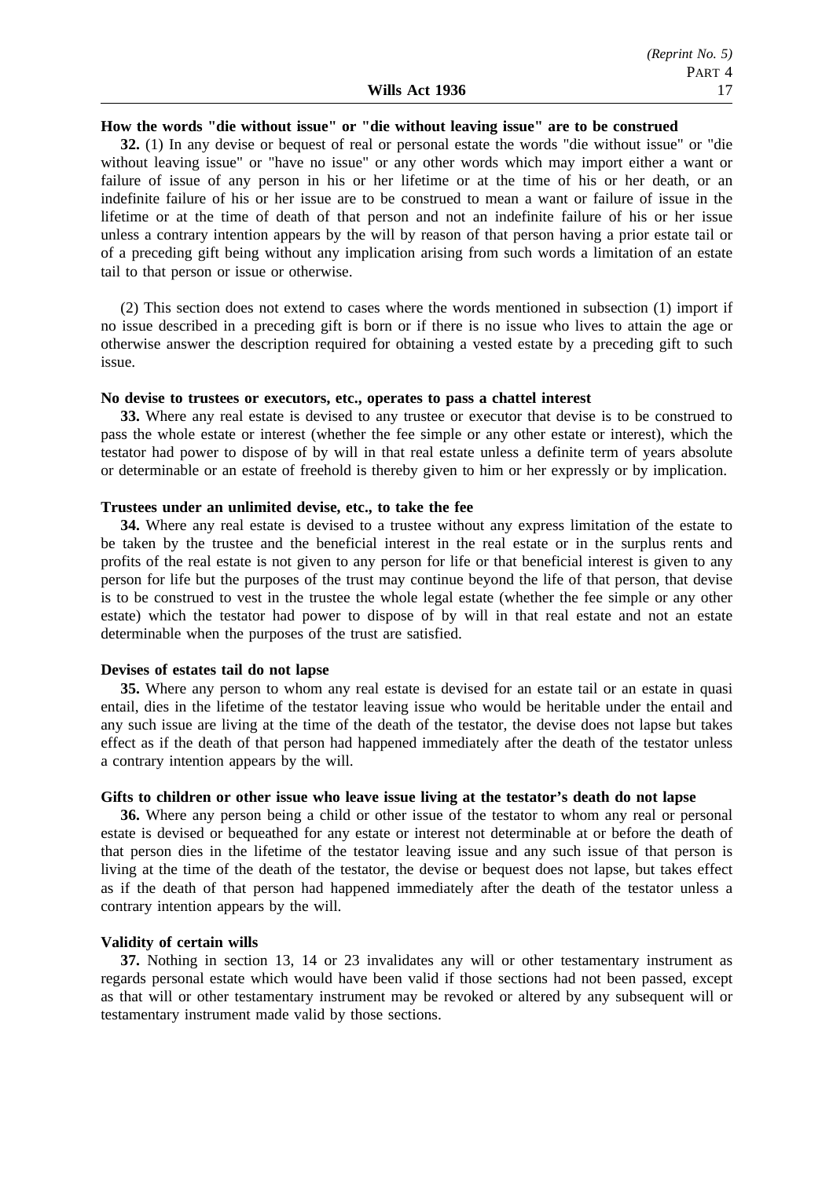**How the words "die without issue" or "die without leaving issue" are to be construed**

**32.** (1) In any devise or bequest of real or personal estate the words "die without issue" or "die without leaving issue" or "have no issue" or any other words which may import either a want or failure of issue of any person in his or her lifetime or at the time of his or her death, or an indefinite failure of his or her issue are to be construed to mean a want or failure of issue in the lifetime or at the time of death of that person and not an indefinite failure of his or her issue unless a contrary intention appears by the will by reason of that person having a prior estate tail or of a preceding gift being without any implication arising from such words a limitation of an estate tail to that person or issue or otherwise.

(2) This section does not extend to cases where the words mentioned in subsection (1) import if no issue described in a preceding gift is born or if there is no issue who lives to attain the age or otherwise answer the description required for obtaining a vested estate by a preceding gift to such issue.

**No devise to trustees or executors, etc., operates to pass a chattel interest**

**33.** Where any real estate is devised to any trustee or executor that devise is to be construed to pass the whole estate or interest (whether the fee simple or any other estate or interest), which the testator had power to dispose of by will in that real estate unless a definite term of years absolute or determinable or an estate of freehold is thereby given to him or her expressly or by implication.

**Trustees under an unlimited devise, etc., to take the fee**

**34.** Where any real estate is devised to a trustee without any express limitation of the estate to be taken by the trustee and the beneficial interest in the real estate or in the surplus rents and profits of the real estate is not given to any person for life or that beneficial interest is given to any person for life but the purposes of the trust may continue beyond the life of that person, that devise is to be construed to vest in the trustee the whole legal estate (whether the fee simple or any other estate) which the testator had power to dispose of by will in that real estate and not an estate determinable when the purposes of the trust are satisfied.

**Devises of estates tail do not lapse**

**35.** Where any person to whom any real estate is devised for an estate tail or an estate in quasi entail, dies in the lifetime of the testator leaving issue who would be heritable under the entail and any such issue are living at the time of the death of the testator, the devise does not lapse but takes effect as if the death of that person had happened immediately after the death of the testator unless a contrary intention appears by the will.

**Gifts to children or other issue who leave issue living at the testator's death do not lapse**

**36.** Where any person being a child or other issue of the testator to whom any real or personal estate is devised or bequeathed for any estate or interest not determinable at or before the death of that person dies in the lifetime of the testator leaving issue and any such issue of that person is living at the time of the death of the testator, the devise or bequest does not lapse, but takes effect as if the death of that person had happened immediately after the death of the testator unless a contrary intention appears by the will.

**Validity of certain wills**

**37.** Nothing in section 13, 14 or 23 invalidates any will or other testamentary instrument as regards personal estate which would have been valid if those sections had not been passed, except as that will or other testamentary instrument may be revoked or altered by any subsequent will or testamentary instrument made valid by those sections.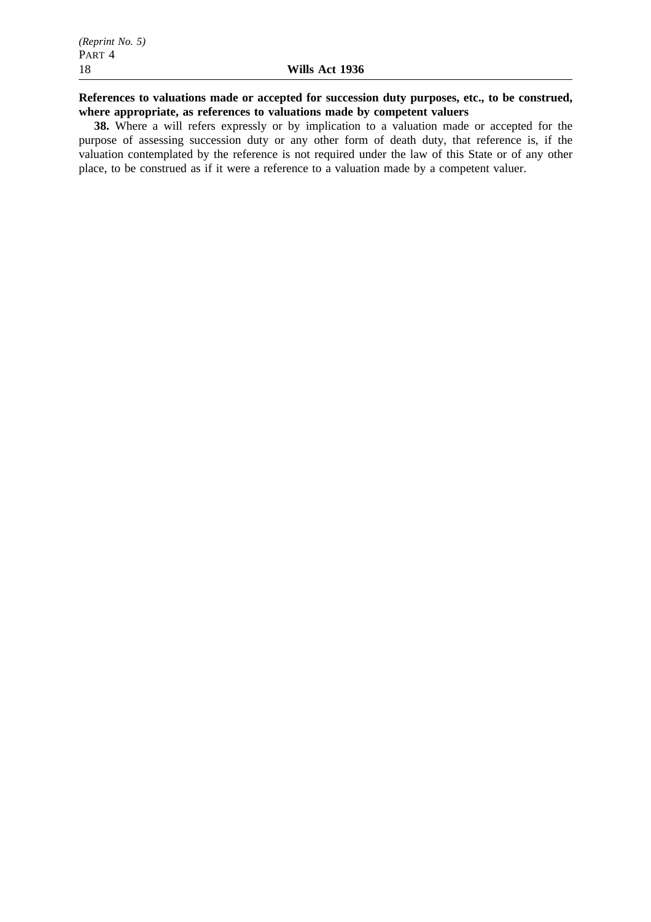**References to valuations made or accepted for succession duty purposes, etc., to be construed, where appropriate, as references to valuations made by competent valuers**

**38.** Where a will refers expressly or by implication to a valuation made or accepted for the purpose of assessing succession duty or any other form of death duty, that reference is, if the valuation contemplated by the reference is not required under the law of this State or of any other place, to be construed as if it were a reference to a valuation made by a competent valuer.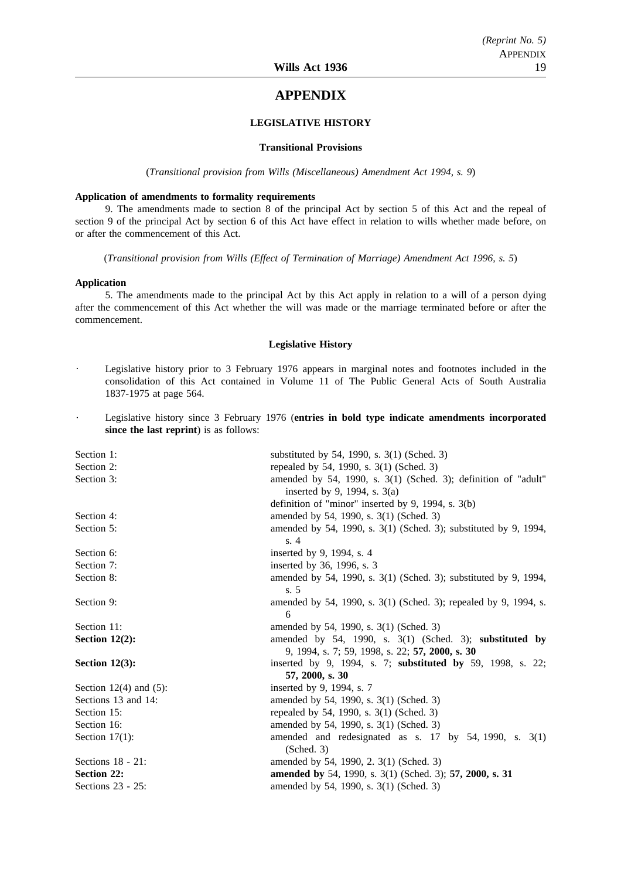# APPENDIX

## LEGISLATIVE HISTORY

### Transitional Provisions

(*Transitional provision from Wills (Miscellaneous) Amendment Act 1994, s. 9*)

**Application of amendments to formality requirements**

9. The amendments made to section 8 of the principal Act by section 5 of this Act and the repeal of section 9 of the principal Act by section 6 of this Act have effect in relation to wills whether made before, on or after the commencement of this Act.

(*Transitional provision from Wills (Effect of Termination of Marriage) Amendment Act 1996, s. 5*)

**Application**

5. The amendments made to the principal Act by this Act apply in relation to a will of a person dying after the commencement of this Act whether the will was made or the marriage terminated before or after the commencement.

### Legislative History

- Legislative history prior to 3 February 1976 appears in marginal notes and footnotes included in the consolidation of this Act contained in Volume 11 of The Public General Acts of South Australia 1837-1975 at page 564.
- Legislative history since 3 February 1976 (**entries in bold type indicate amendments incorporated since the last reprint**) is as follows:

| | |
|---|---|
| Section 1: | substituted by 54, 1990, s. 3(1) (Sched. 3) |
| Section 2: | repealed by 54, 1990, s. 3(1) (Sched. 3) |
| Section 3: | amended by 54, 1990, s. 3(1) (Sched. 3); definition of "adult" inserted by 9, 1994, s. 3(a) |
| | definition of "minor" inserted by 9, 1994, s. 3(b) |
| Section 4: | amended by 54, 1990, s. 3(1) (Sched. 3) |
| Section 5: | amended by 54, 1990, s. 3(1) (Sched. 3); substituted by 9, 1994, s. 4 |
| Section 6: | inserted by 9, 1994, s. 4 |
| Section 7: | inserted by 36, 1996, s. 3 |
| Section 8: | amended by 54, 1990, s. 3(1) (Sched. 3); substituted by 9, 1994, s. 5 |
| Section 9: | amended by 54, 1990, s. 3(1) (Sched. 3); repealed by 9, 1994, s. 6 |
| Section 11: | amended by 54, 1990, s. 3(1) (Sched. 3) |
| **Section 12(2):** | amended by 54, 1990, s. 3(1) (Sched. 3); **substituted by** 9, 1994, s. 7; 59, 1998, s. 22; **57, 2000, s. 30** |
| **Section 12(3):** | inserted by 9, 1994, s. 7; **substituted by** 59, 1998, s. 22; **57, 2000, s. 30** |
| Section 12(4) and (5): | inserted by 9, 1994, s. 7 |
| Sections 13 and 14: | amended by 54, 1990, s. 3(1) (Sched. 3) |
| Section 15: | repealed by 54, 1990, s. 3(1) (Sched. 3) |
| Section 16: | amended by 54, 1990, s. 3(1) (Sched. 3) |
| Section 17(1): | amended and redesignated as s. 17 by 54, 1990, s. 3(1) (Sched. 3) |
| Sections 18 - 21: | amended by 54, 1990, 2. 3(1) (Sched. 3) |
| **Section 22:** | **amended by** 54, 1990, s. 3(1) (Sched. 3); **57, 2000, s. 31** |
| Sections 23 - 25: | amended by 54, 1990, s. 3(1) (Sched. 3) |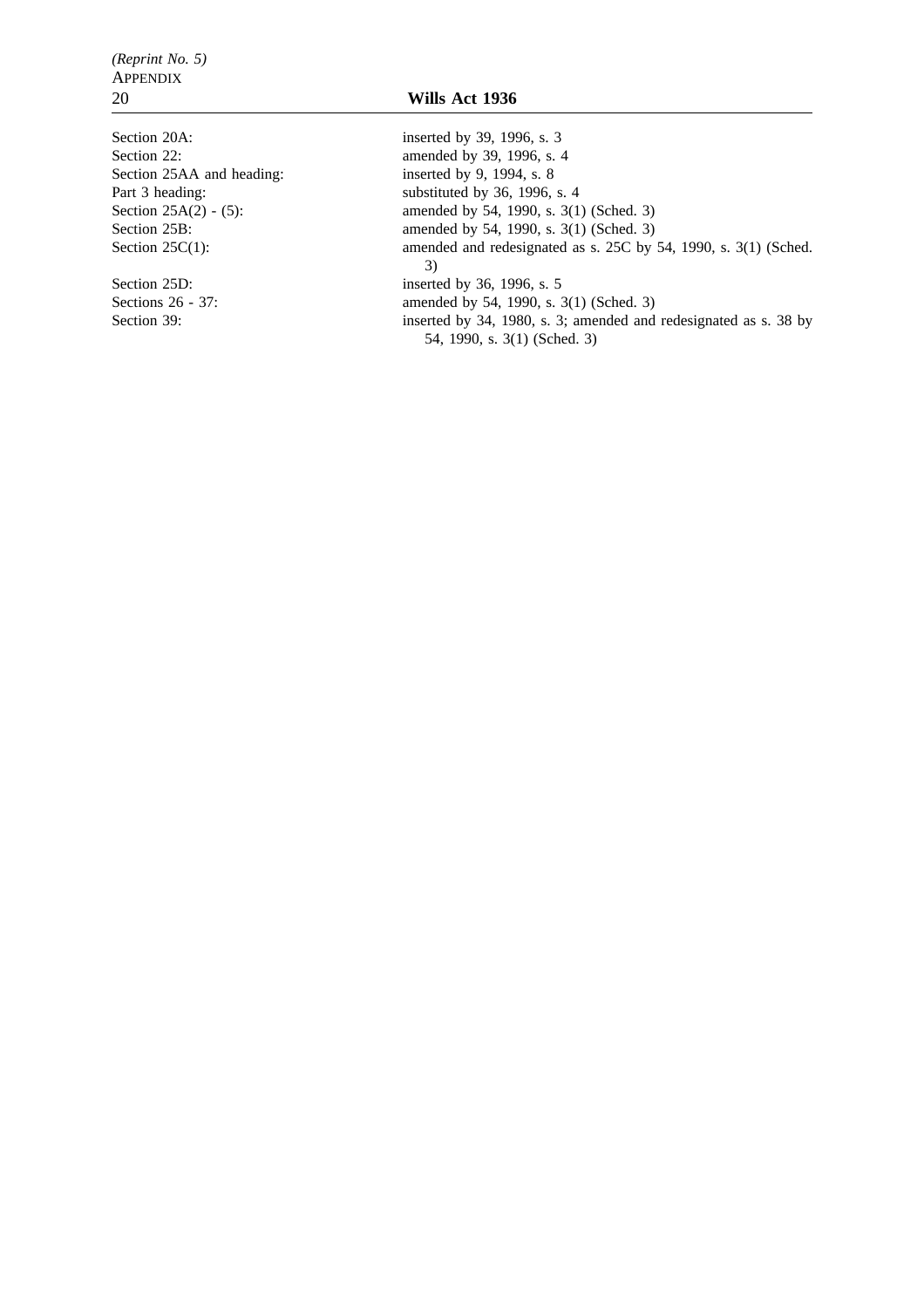| | |
|---|---|
| Section 20A: | inserted by 39, 1996, s. 3 |
| Section 22: | amended by 39, 1996, s. 4 |
| Section 25AA and heading: | inserted by 9, 1994, s. 8 |
| Part 3 heading: | substituted by 36, 1996, s. 4 |
| Section 25A(2) - (5): | amended by 54, 1990, s. 3(1) (Sched. 3) |
| Section 25B: | amended by 54, 1990, s. 3(1) (Sched. 3) |
| Section 25C(1): | amended and redesignated as s. 25C by 54, 1990, s. 3(1) (Sched. 3) |
| Section 25D: | inserted by 36, 1996, s. 5 |
| Sections 26 - 37: | amended by 54, 1990, s. 3(1) (Sched. 3) |
| Section 39: | inserted by 34, 1980, s. 3; amended and redesignated as s. 38 by 54, 1990, s. 3(1) (Sched. 3) |